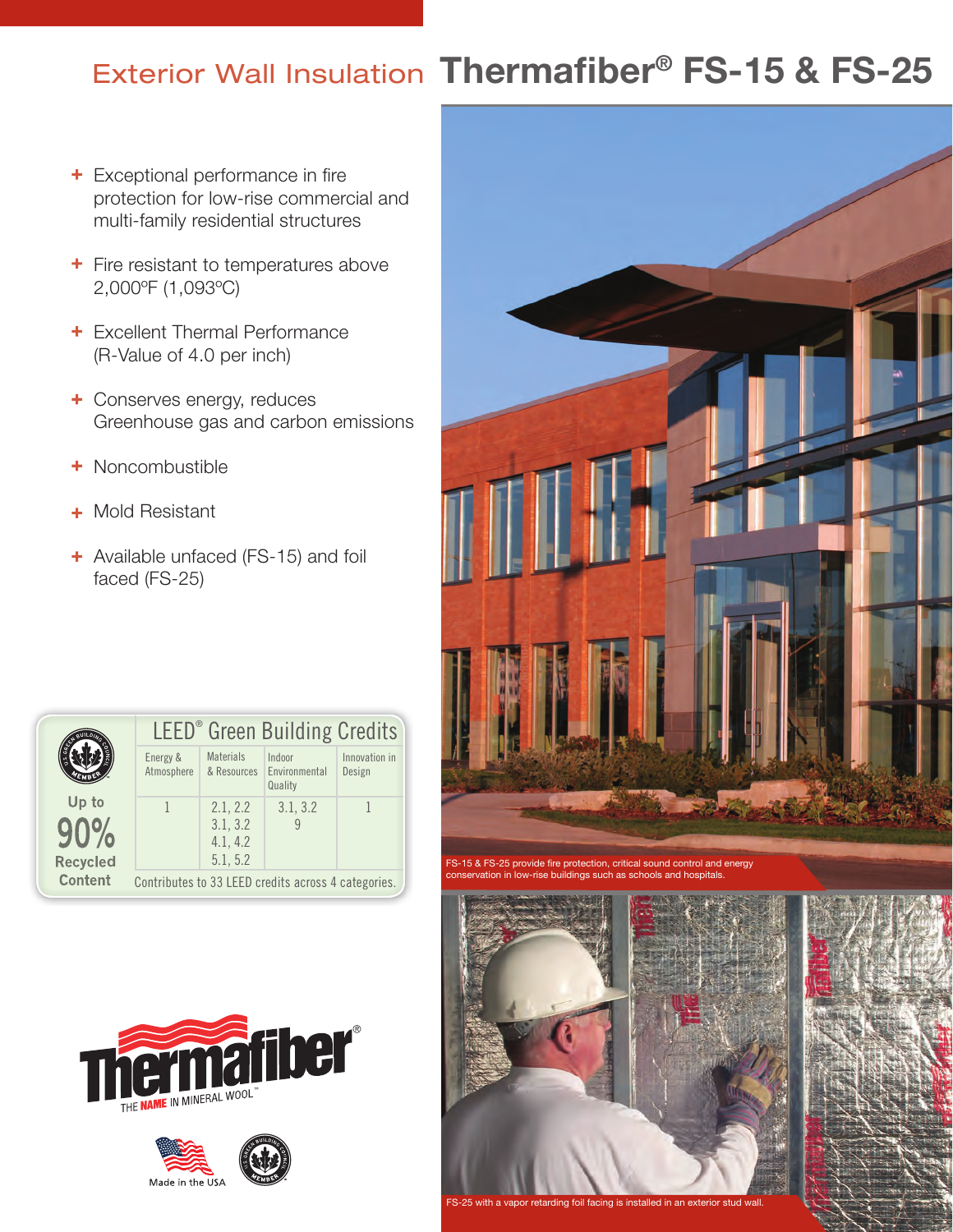# Exterior Wall Insulation Thermafiber® FS-15 & FS-25

- Exceptional performance in fire protection for low-rise commercial and multi-family residential structures
- Fire resistant to temperatures above 2,000ºF (1,093ºC)
- Excellent Thermal Performance (R-Value of 4.0 per inch)
- Conserves energy, reduces Greenhouse gas and carbon emissions
- Noncombustible
- Mold Resistant
- Available unfaced (FS-15) and foil faced (FS-25)

Up to **90%** Recycled Content

| LEED® Green Building Credits | | | |
|---|---|---|---|
| Energy & Atmosphere | Materials & Resources | Indoor Environmental Quality | Innovation in Design |
| 1 | 2.1, 2.2<br>3.1, 3.2<br>4.1, 4.2<br>5.1, 5.2 | 3.1, 3.2<br>9 | 1 |

Contributes to 33 LEED credits across 4 categories.

Thermafiber® THE NAME IN MINERAL WOOL™

Made in the USA

FS-15 & FS-25 provide fire protection, critical sound control and energy conservation in low-rise buildings such as schools and hospitals.

FS-25 with a vapor retarding foil facing is installed in an exterior stud wall.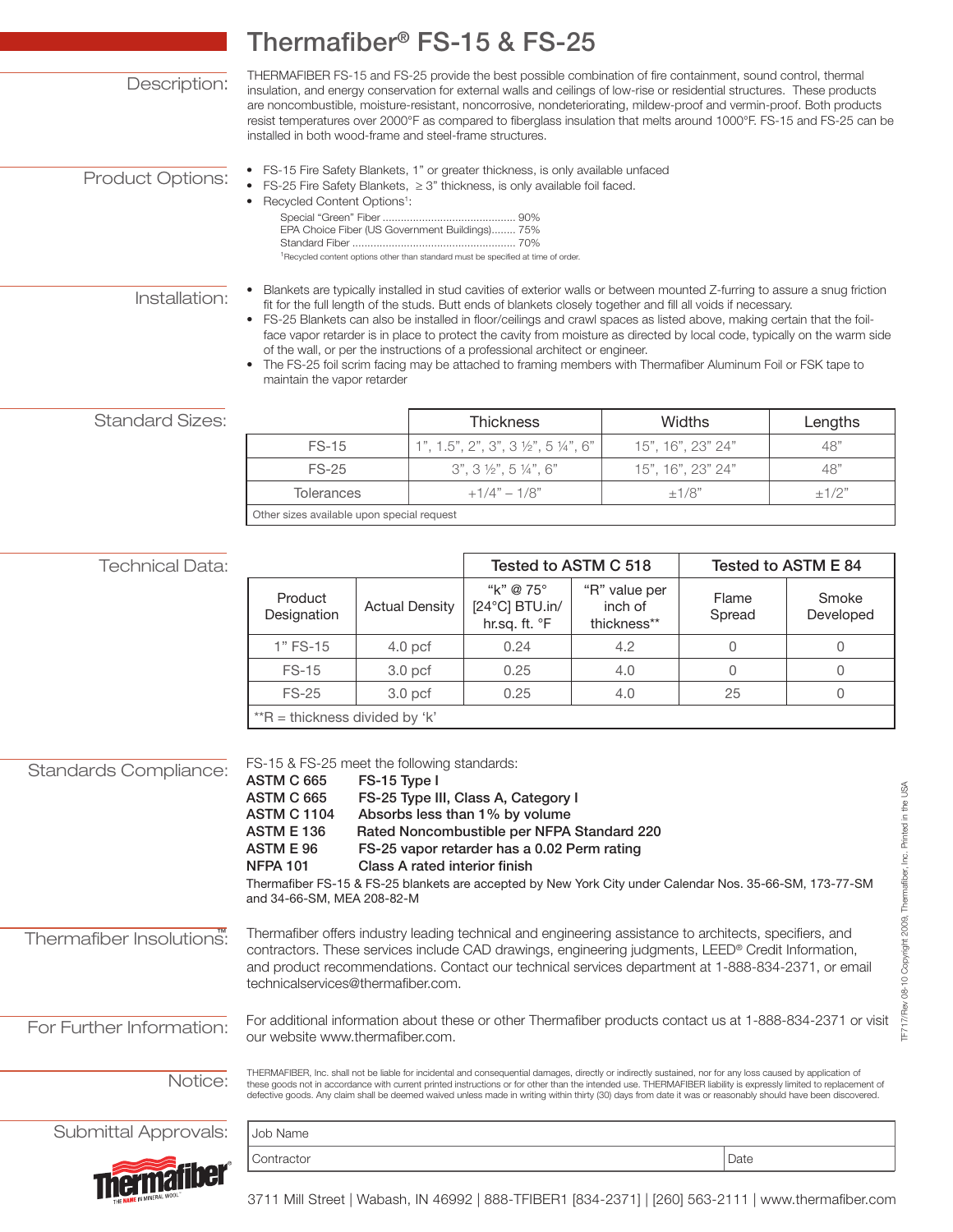# Thermafiber® FS-15 & FS-25

## Description:

THERMAFIBER FS-15 and FS-25 provide the best possible combination of fire containment, sound control, thermal insulation, and energy conservation for external walls and ceilings of low-rise or residential structures. These products are noncombustible, moisture-resistant, noncorrosive, nondeteriorating, mildew-proof and vermin-proof. Both products resist temperatures over 2000°F as compared to fiberglass insulation that melts around 1000°F. FS-15 and FS-25 can be installed in both wood-frame and steel-frame structures.

## Product Options:

- FS-15 Fire Safety Blankets, 1" or greater thickness, is only available unfaced
- FS-25 Fire Safety Blankets, ≥ 3" thickness, is only available foil faced.
- Recycled Content Options[1]:

  Special "Green" Fiber ............................................ 90%
  EPA Choice Fiber (US Government Buildings)........ 75%
  Standard Fiber ..................................................... 70%

  [1]Recycled content options other than standard must be specified at time of order.

## Installation:

- Blankets are typically installed in stud cavities of exterior walls or between mounted Z-furring to assure a snug friction fit for the full length of the studs. Butt ends of blankets closely together and fill all voids if necessary.
- FS-25 Blankets can also be installed in floor/ceilings and crawl spaces as listed above, making certain that the foil-face vapor retarder is in place to protect the cavity from moisture as directed by local code, typically on the warm side of the wall, or per the instructions of a professional architect or engineer.
- The FS-25 foil scrim facing may be attached to framing members with Thermafiber Aluminum Foil or FSK tape to maintain the vapor retarder

## Standard Sizes:

| | Thickness | Widths | Lengths |
|---|---|---|---|
| FS-15 | 1", 1.5", 2", 3", 3 ½", 5 ¼", 6" | 15", 16", 23" 24" | 48" |
| FS-25 | 3", 3 ½", 5 ¼", 6" | 15", 16", 23" 24" | 48" |
| Tolerances | +1/4" – 1/8" | ±1/8" | ±1/2" |
| Other sizes available upon special request | | | |

## Technical Data:

| | | Tested to ASTM C 518 | | Tested to ASTM E 84 | |
|---|---|---|---|---|---|
| Product Designation | Actual Density | "k" @ 75° [24°C] BTU.in/ hr.sq. ft. °F | "R" value per inch of thickness** | Flame Spread | Smoke Developed |
| 1" FS-15 | 4.0 pcf | 0.24 | 4.2 | 0 | 0 |
| FS-15 | 3.0 pcf | 0.25 | 4.0 | 0 | 0 |
| FS-25 | 3.0 pcf | 0.25 | 4.0 | 25 | 0 |
| **R = thickness divided by 'k' | | | | | |

## Standards Compliance:

FS-15 & FS-25 meet the following standards:

**ASTM C 665** **FS-15 Type I**
**ASTM C 665** **FS-25 Type III, Class A, Category I**
**ASTM C 1104** **Absorbs less than 1% by volume**
**ASTM E 136** **Rated Noncombustible per NFPA Standard 220**
**ASTM E 96** **FS-25 vapor retarder has a 0.02 Perm rating**
**NFPA 101** **Class A rated interior finish**

Thermafiber FS-15 & FS-25 blankets are accepted by New York City under Calendar Nos. 35-66-SM, 173-77-SM and 34-66-SM, MEA 208-82-M

## Thermafiber Insolutions™:

Thermafiber offers industry leading technical and engineering assistance to architects, specifiers, and contractors. These services include CAD drawings, engineering judgments, LEED® Credit Information, and product recommendations. Contact our technical services department at 1-888-834-2371, or email technicalservices@thermafiber.com.

## For Further Information:

For additional information about these or other Thermafiber products contact us at 1-888-834-2371 or visit our website www.thermafiber.com.

## Notice:

THERMAFIBER, Inc. shall not be liable for incidental and consequential damages, directly or indirectly sustained, nor for any loss caused by application of these goods not in accordance with current printed instructions or for other than the intended use. THERMAFIBER liability is expressly limited to replacement of defective goods. Any claim shall be deemed waived unless made in writing within thirty (30) days from date it was or reasonably should have been discovered.

## Submittal Approvals:

| | |
|---|---|
| Job Name | |
| Contractor | Date |

TF717/Rev 08-10 Copyright 2009, Thermafiber, Inc. Printed in the USA

3711 Mill Street | Wabash, IN 46992 | 888-TFIBER1 [834-2371] | [260] 563-2111 | www.thermafiber.com